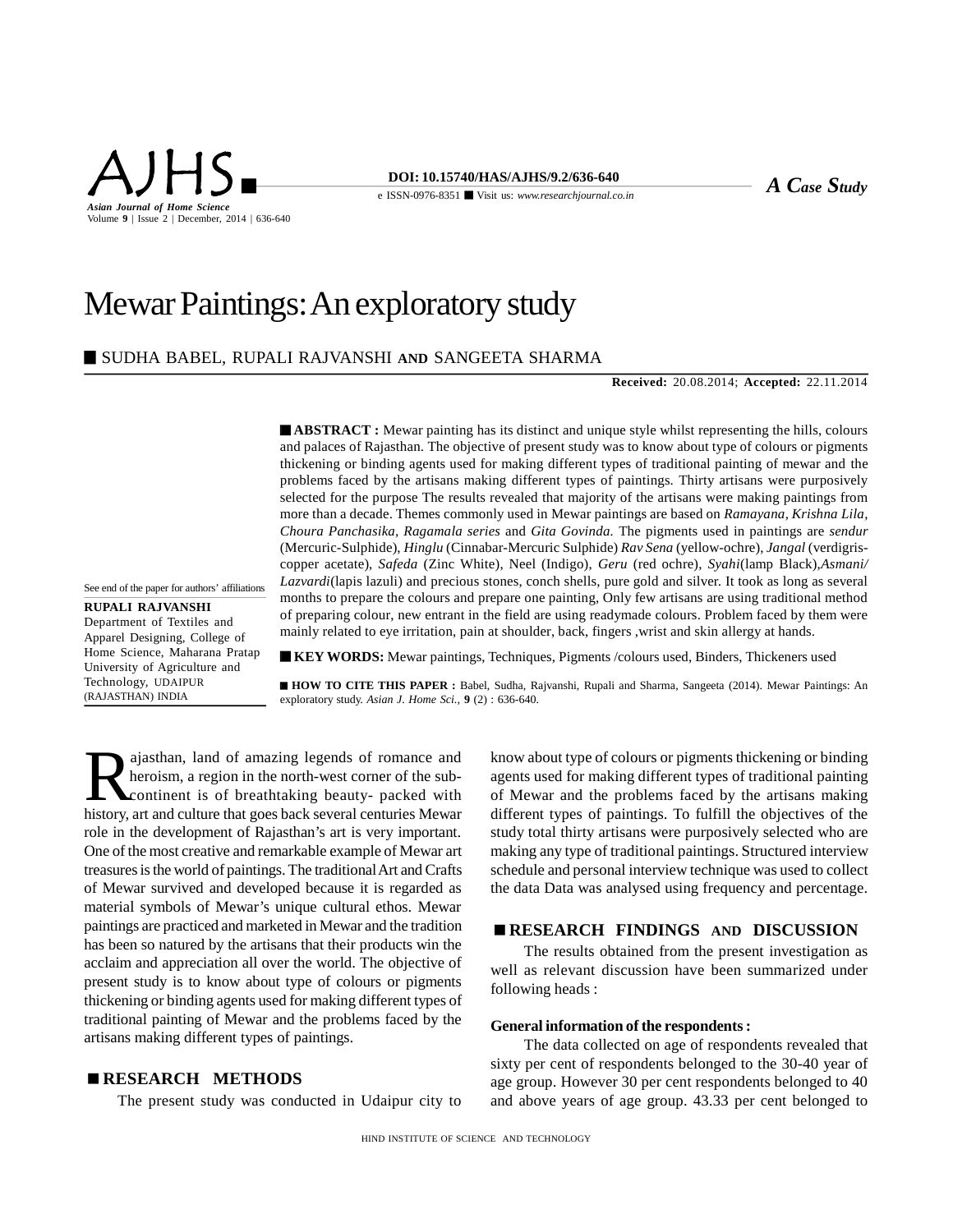# Mewar Paintings: An exploratory study

■ SUDHA BABEL, RUPALI RAJVANSHI AND SANGEETA SHARMA

**Received:** 20.08.2014; **Accepted:** 22.11.2014

See end of the paper for authors' affiliations

**RUPALI RAJVANSHI**
Department of Textiles and Apparel Designing, College of Home Science, Maharana Pratap University of Agriculture and Technology, UDAIPUR (RAJASTHAN) INDIA

■ **ABSTRACT :** Mewar painting has its distinct and unique style whilst representing the hills, colours and palaces of Rajasthan. The objective of present study was to know about type of colours or pigments thickening or binding agents used for making different types of traditional painting of mewar and the problems faced by the artisans making different types of paintings. Thirty artisans were purposively selected for the purpose The results revealed that majority of the artisans were making paintings from more than a decade. Themes commonly used in Mewar paintings are based on *Ramayana*, *Krishna Lila*, *Choura Panchasika*, *Ragamala series* and *Gita Govinda*. The pigments used in paintings are *sendur* (Mercuric-Sulphide), *Hinglu* (Cinnabar-Mercuric Sulphide) *Rav Sena* (yellow-ochre), *Jangal* (verdigris-copper acetate), *Safeda* (Zinc White), Neel (Indigo), *Geru* (red ochre), *Syahi*(lamp Black),*Asmani/ Lazvardi*(lapis lazuli) and precious stones, conch shells, pure gold and silver. It took as long as several months to prepare the colours and prepare one painting, Only few artisans are using traditional method of preparing colour, new entrant in the field are using readymade colours. Problem faced by them were mainly related to eye irritation, pain at shoulder, back, fingers ,wrist and skin allergy at hands.

■ **KEY WORDS:** Mewar paintings, Techniques, Pigments /colours used, Binders, Thickeners used

■ **HOW TO CITE THIS PAPER :** Babel, Sudha, Rajvanshi, Rupali and Sharma, Sangeeta (2014). Mewar Paintings: An exploratory study. *Asian J. Home Sci.*, **9** (2) : 636-640.

Rajasthan, land of amazing legends of romance and heroism, a region in the north-west corner of the sub-continent is of breathtaking beauty- packed with history, art and culture that goes back several centuries Mewar role in the development of Rajasthan's art is very important. One of the most creative and remarkable example of Mewar art treasures is the world of paintings. The traditional Art and Crafts of Mewar survived and developed because it is regarded as material symbols of Mewar's unique cultural ethos. Mewar paintings are practiced and marketed in Mewar and the tradition has been so natured by the artisans that their products win the acclaim and appreciation all over the world. The objective of present study is to know about type of colours or pigments thickening or binding agents used for making different types of traditional painting of Mewar and the problems faced by the artisans making different types of paintings.

## ■ RESEARCH METHODS

The present study was conducted in Udaipur city to know about type of colours or pigments thickening or binding agents used for making different types of traditional painting of Mewar and the problems faced by the artisans making different types of paintings. To fulfill the objectives of the study total thirty artisans were purposively selected who are making any type of traditional paintings. Structured interview schedule and personal interview technique was used to collect the data Data was analysed using frequency and percentage.

## ■ RESEARCH FINDINGS AND DISCUSSION

The results obtained from the present investigation as well as relevant discussion have been summarized under following heads :

### General information of the respondents :

The data collected on age of respondents revealed that sixty per cent of respondents belonged to the 30-40 year of age group. However 30 per cent respondents belonged to 40 and above years of age group. 43.33 per cent belonged to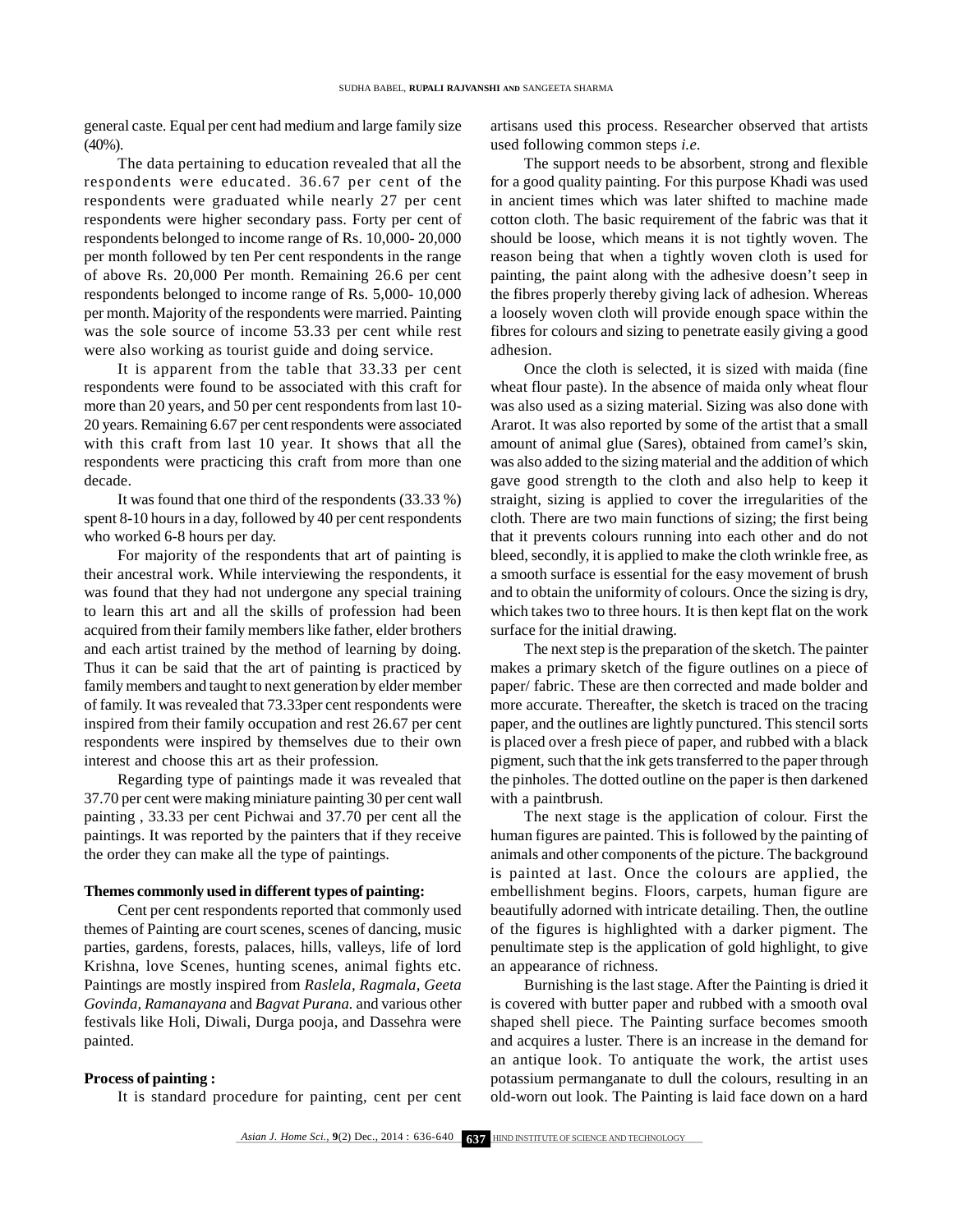general caste. Equal per cent had medium and large family size (40%).

The data pertaining to education revealed that all the respondents were educated. 36.67 per cent of the respondents were graduated while nearly 27 per cent respondents were higher secondary pass. Forty per cent of respondents belonged to income range of Rs. 10,000- 20,000 per month followed by ten Per cent respondents in the range of above Rs. 20,000 Per month. Remaining 26.6 per cent respondents belonged to income range of Rs. 5,000- 10,000 per month. Majority of the respondents were married. Painting was the sole source of income 53.33 per cent while rest were also working as tourist guide and doing service.

It is apparent from the table that 33.33 per cent respondents were found to be associated with this craft for more than 20 years, and 50 per cent respondents from last 10-20 years. Remaining 6.67 per cent respondents were associated with this craft from last 10 year. It shows that all the respondents were practicing this craft from more than one decade.

It was found that one third of the respondents (33.33 %) spent 8-10 hours in a day, followed by 40 per cent respondents who worked 6-8 hours per day.

For majority of the respondents that art of painting is their ancestral work. While interviewing the respondents, it was found that they had not undergone any special training to learn this art and all the skills of profession had been acquired from their family members like father, elder brothers and each artist trained by the method of learning by doing. Thus it can be said that the art of painting is practiced by family members and taught to next generation by elder member of family. It was revealed that 73.33per cent respondents were inspired from their family occupation and rest 26.67 per cent respondents were inspired by themselves due to their own interest and choose this art as their profession.

Regarding type of paintings made it was revealed that 37.70 per cent were making miniature painting 30 per cent wall painting , 33.33 per cent Pichwai and 37.70 per cent all the paintings. It was reported by the painters that if they receive the order they can make all the type of paintings.

**Themes commonly used in different types of painting:**

Cent per cent respondents reported that commonly used themes of Painting are court scenes, scenes of dancing, music parties, gardens, forests, palaces, hills, valleys, life of lord Krishna, love Scenes, hunting scenes, animal fights etc. Paintings are mostly inspired from *Raslela*, *Ragmala*, *Geeta Govinda*, *Ramanayana* and *Bagvat Purana*. and various other festivals like Holi, Diwali, Durga pooja, and Dassehra were painted.

**Process of painting :**

It is standard procedure for painting, cent per cent artisans used this process. Researcher observed that artists used following common steps *i.e*.

The support needs to be absorbent, strong and flexible for a good quality painting. For this purpose Khadi was used in ancient times which was later shifted to machine made cotton cloth. The basic requirement of the fabric was that it should be loose, which means it is not tightly woven. The reason being that when a tightly woven cloth is used for painting, the paint along with the adhesive doesn't seep in the fibres properly thereby giving lack of adhesion. Whereas a loosely woven cloth will provide enough space within the fibres for colours and sizing to penetrate easily giving a good adhesion.

Once the cloth is selected, it is sized with maida (fine wheat flour paste). In the absence of maida only wheat flour was also used as a sizing material. Sizing was also done with Ararot. It was also reported by some of the artist that a small amount of animal glue (Sares), obtained from camel's skin, was also added to the sizing material and the addition of which gave good strength to the cloth and also help to keep it straight, sizing is applied to cover the irregularities of the cloth. There are two main functions of sizing; the first being that it prevents colours running into each other and do not bleed, secondly, it is applied to make the cloth wrinkle free, as a smooth surface is essential for the easy movement of brush and to obtain the uniformity of colours. Once the sizing is dry, which takes two to three hours. It is then kept flat on the work surface for the initial drawing.

The next step is the preparation of the sketch. The painter makes a primary sketch of the figure outlines on a piece of paper/ fabric. These are then corrected and made bolder and more accurate. Thereafter, the sketch is traced on the tracing paper, and the outlines are lightly punctured. This stencil sorts is placed over a fresh piece of paper, and rubbed with a black pigment, such that the ink gets transferred to the paper through the pinholes. The dotted outline on the paper is then darkened with a paintbrush.

The next stage is the application of colour. First the human figures are painted. This is followed by the painting of animals and other components of the picture. The background is painted at last. Once the colours are applied, the embellishment begins. Floors, carpets, human figure are beautifully adorned with intricate detailing. Then, the outline of the figures is highlighted with a darker pigment. The penultimate step is the application of gold highlight, to give an appearance of richness.

Burnishing is the last stage. After the Painting is dried it is covered with butter paper and rubbed with a smooth oval shaped shell piece. The Painting surface becomes smooth and acquires a luster. There is an increase in the demand for an antique look. To antiquate the work, the artist uses potassium permanganate to dull the colours, resulting in an old-worn out look. The Painting is laid face down on a hard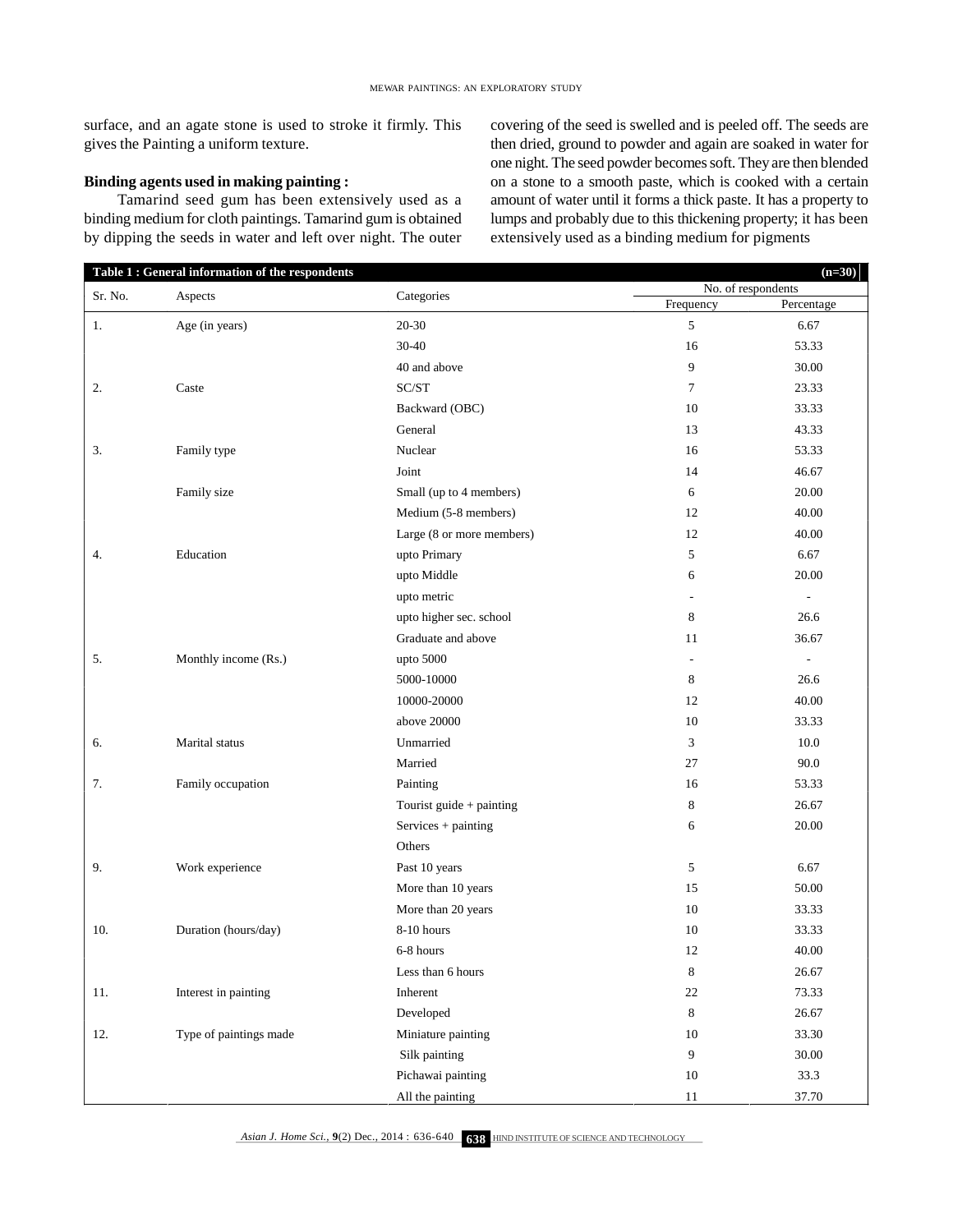surface, and an agate stone is used to stroke it firmly. This gives the Painting a uniform texture.

**Binding agents used in making painting :**

Tamarind seed gum has been extensively used as a binding medium for cloth paintings. Tamarind gum is obtained by dipping the seeds in water and left over night. The outer covering of the seed is swelled and is peeled off. The seeds are then dried, ground to powder and again are soaked in water for one night. The seed powder becomes soft. They are then blended on a stone to a smooth paste, which is cooked with a certain amount of water until it forms a thick paste. It has a property to lumps and probably due to this thickening property; it has been extensively used as a binding medium for pigments

**Table 1 : General information of the respondents** (n=30)

| Sr. No. | Aspects | Categories | No. of respondents | |
|---|---|---|---|---|
| | | | Frequency | Percentage |
| 1. | Age (in years) | 20-30 | 5 | 6.67 |
| | | 30-40 | 16 | 53.33 |
| | | 40 and above | 9 | 30.00 |
| 2. | Caste | SC/ST | 7 | 23.33 |
| | | Backward (OBC) | 10 | 33.33 |
| | | General | 13 | 43.33 |
| 3. | Family type | Nuclear | 16 | 53.33 |
| | | Joint | 14 | 46.67 |
| | Family size | Small (up to 4 members) | 6 | 20.00 |
| | | Medium (5-8 members) | 12 | 40.00 |
| | | Large (8 or more members) | 12 | 40.00 |
| 4. | Education | upto Primary | 5 | 6.67 |
| | | upto Middle | 6 | 20.00 |
| | | upto metric | - | - |
| | | upto higher sec. school | 8 | 26.6 |
| | | Graduate and above | 11 | 36.67 |
| 5. | Monthly income (Rs.) | upto 5000 | - | - |
| | | 5000-10000 | 8 | 26.6 |
| | | 10000-20000 | 12 | 40.00 |
| | | above 20000 | 10 | 33.33 |
| 6. | Marital status | Unmarried | 3 | 10.0 |
| | | Married | 27 | 90.0 |
| 7. | Family occupation | Painting | 16 | 53.33 |
| | | Tourist guide + painting | 8 | 26.67 |
| | | Services + painting | 6 | 20.00 |
| | | Others | | |
| 9. | Work experience | Past 10 years | 5 | 6.67 |
| | | More than 10 years | 15 | 50.00 |
| | | More than 20 years | 10 | 33.33 |
| 10. | Duration (hours/day) | 8-10 hours | 10 | 33.33 |
| | | 6-8 hours | 12 | 40.00 |
| | | Less than 6 hours | 8 | 26.67 |
| 11. | Interest in painting | Inherent | 22 | 73.33 |
| | | Developed | 8 | 26.67 |
| 12. | Type of paintings made | Miniature painting | 10 | 33.30 |
| | | Silk painting | 9 | 30.00 |
| | | Pichawai painting | 10 | 33.3 |
| | | All the painting | 11 | 37.70 |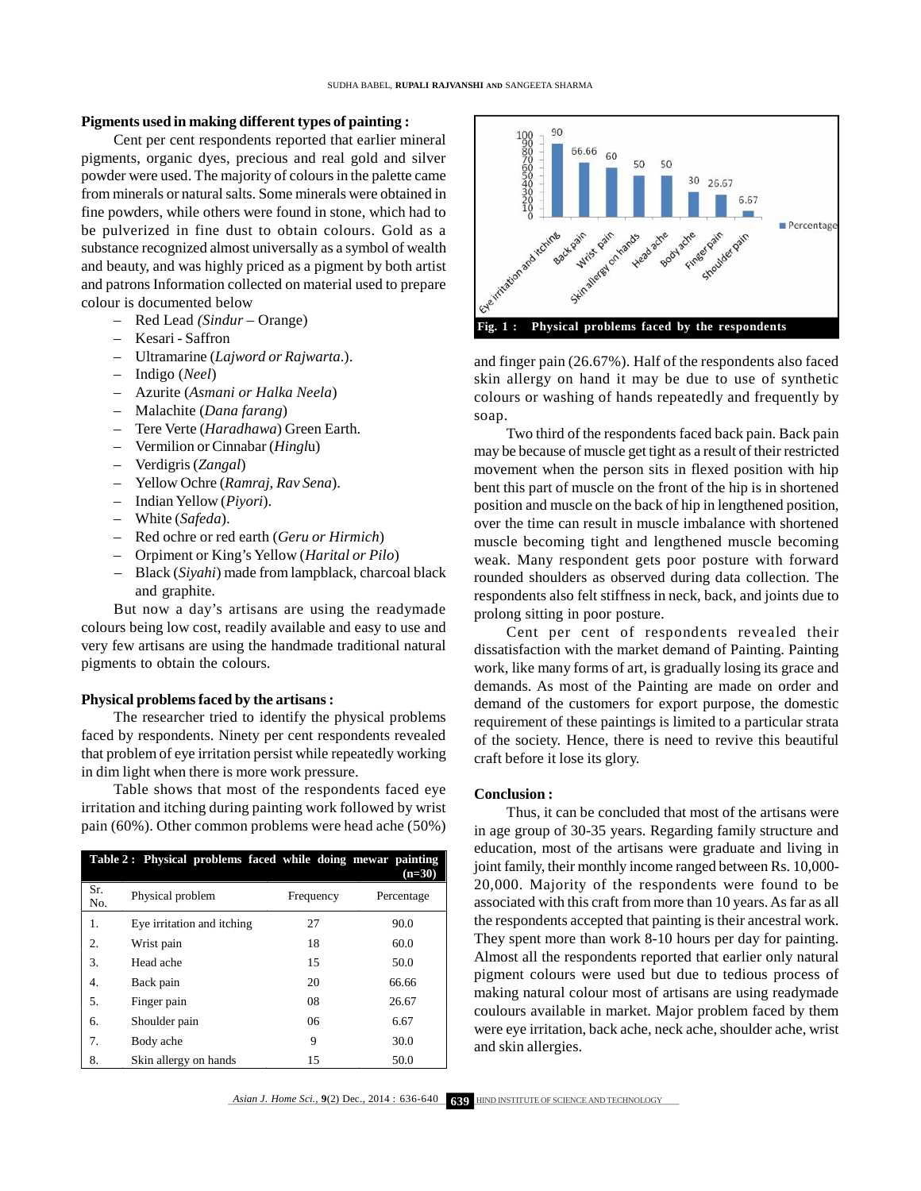### Pigments used in making different types of painting :

Cent per cent respondents reported that earlier mineral pigments, organic dyes, precious and real gold and silver powder were used. The majority of colours in the palette came from minerals or natural salts. Some minerals were obtained in fine powders, while others were found in stone, which had to be pulverized in fine dust to obtain colours. Gold as a substance recognized almost universally as a symbol of wealth and beauty, and was highly priced as a pigment by both artist and patrons Information collected on material used to prepare colour is documented below

- Red Lead *(Sindur* – Orange)
- Kesari - Saffron
- Ultramarine (*Lajword or Rajwarta*.).
- Indigo (*Neel*)
- Azurite (*Asmani or Halka Neela*)
- Malachite (*Dana farang*)
- Tere Verte (*Haradhawa*) Green Earth.
- Vermilion or Cinnabar (*Hingl*u)
- Verdigris (*Zangal*)
- Yellow Ochre (*Ramraj, Rav Sena*).
- Indian Yellow (*Piyori*).
- White (*Safeda*).
- Red ochre or red earth (*Geru or Hirmich*)
- Orpiment or King's Yellow (*Harital or Pilo*)
- Black (*Siyahi*) made from lampblack, charcoal black and graphite.

But now a day's artisans are using the readymade colours being low cost, readily available and easy to use and very few artisans are using the handmade traditional natural pigments to obtain the colours.

### Physical problems faced by the artisans :

The researcher tried to identify the physical problems faced by respondents. Ninety per cent respondents revealed that problem of eye irritation persist while repeatedly working in dim light when there is more work pressure.

Table shows that most of the respondents faced eye irritation and itching during painting work followed by wrist pain (60%). Other common problems were head ache (50%) and finger pain (26.67%). Half of the respondents also faced skin allergy on hand it may be due to use of synthetic colours or washing of hands repeatedly and frequently by soap.

**Table 2 : Physical problems faced while doing mewar painting (n=30)**

| Sr. No. | Physical problem | Frequency | Percentage |
|---|---|---|---|
| 1. | Eye irritation and itching | 27 | 90.0 |
| 2. | Wrist pain | 18 | 60.0 |
| 3. | Head ache | 15 | 50.0 |
| 4. | Back pain | 20 | 66.66 |
| 5. | Finger pain | 08 | 26.67 |
| 6. | Shoulder pain | 06 | 6.67 |
| 7. | Body ache | 9 | 30.0 |
| 8. | Skin allergy on hands | 15 | 50.0 |

**Fig. 1 : Physical problems faced by the respondents**

Two third of the respondents faced back pain. Back pain may be because of muscle get tight as a result of their restricted movement when the person sits in flexed position with hip bent this part of muscle on the front of the hip is in shortened position and muscle on the back of hip in lengthened position, over the time can result in muscle imbalance with shortened muscle becoming tight and lengthened muscle becoming weak. Many respondent gets poor posture with forward rounded shoulders as observed during data collection. The respondents also felt stiffness in neck, back, and joints due to prolong sitting in poor posture.

Cent per cent of respondents revealed their dissatisfaction with the market demand of Painting. Painting work, like many forms of art, is gradually losing its grace and demands. As most of the Painting are made on order and demand of the customers for export purpose, the domestic requirement of these paintings is limited to a particular strata of the society. Hence, there is need to revive this beautiful craft before it lose its glory.

### Conclusion :

Thus, it can be concluded that most of the artisans were in age group of 30-35 years. Regarding family structure and education, most of the artisans were graduate and living in joint family, their monthly income ranged between Rs. 10,000-20,000. Majority of the respondents were found to be associated with this craft from more than 10 years. As far as all the respondents accepted that painting is their ancestral work. They spent more than work 8-10 hours per day for painting. Almost all the respondents reported that earlier only natural pigment colours were used but due to tedious process of making natural colour most of artisans are using readymade coulours available in market. Major problem faced by them were eye irritation, back ache, neck ache, shoulder ache, wrist and skin allergies.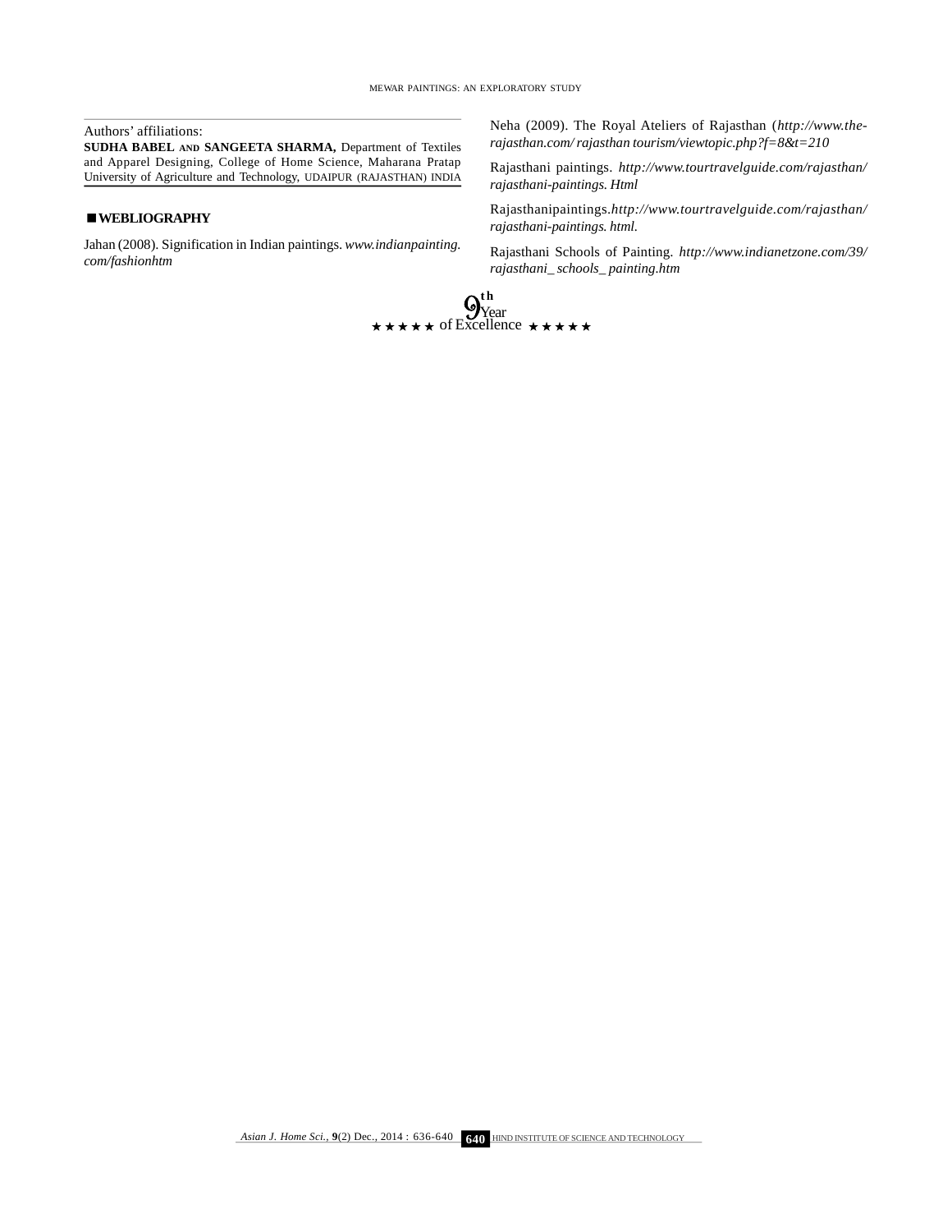Authors' affiliations:

**SUDHA BABEL AND SANGEETA SHARMA,** Department of Textiles and Apparel Designing, College of Home Science, Maharana Pratap University of Agriculture and Technology, UDAIPUR (RAJASTHAN) INDIA

## WEBLIOGRAPHY

Jahan (2008). Signification in Indian paintings. *www.indianpainting.com/fashionhtm*

Neha (2009). The Royal Ateliers of Rajasthan (*http://www.the-rajasthan.com/ rajasthan tourism/viewtopic.php?f=8&t=210*

Rajasthani paintings. *http://www.tourtravelguide.com/rajasthan/rajasthani-paintings. Html*

Rajasthanipaintings.*http://www.tourtravelguide.com/rajasthan/rajasthani-paintings. html.*

Rajasthani Schools of Painting. *http://www.indianetzone.com/39/rajasthani_ schools_ painting.htm*

9th Year
★★★★★ of Excellence ★★★★★